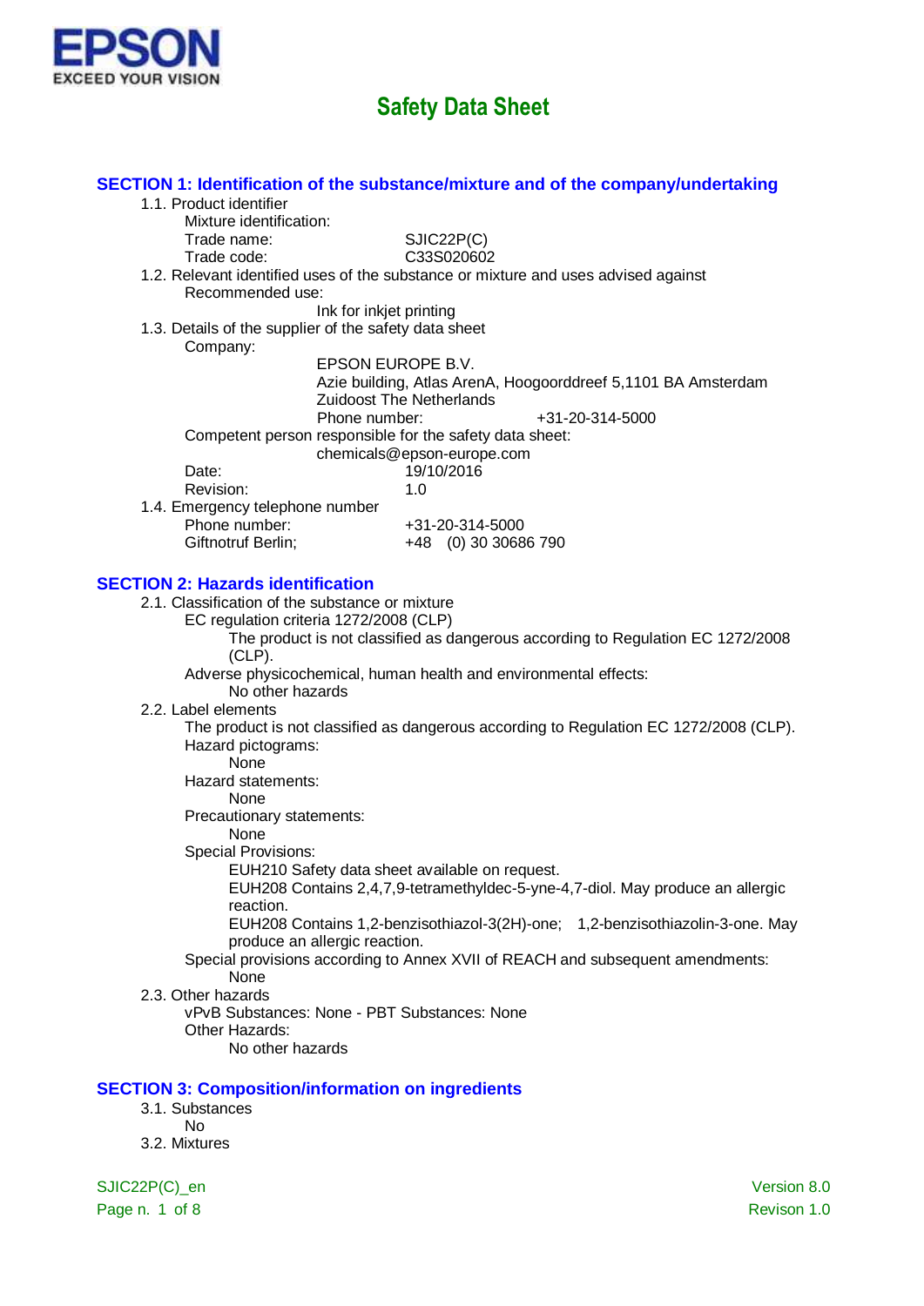EPSON
EXCEED YOUR VISION

# Safety Data Sheet

## SECTION 1: Identification of the substance/mixture and of the company/undertaking

1.1. Product identifier

Mixture identification:

Trade name: SJIC22P(C)

Trade code: C33S020602

1.2. Relevant identified uses of the substance or mixture and uses advised against

Recommended use:

Ink for inkjet printing

1.3. Details of the supplier of the safety data sheet

Company:

EPSON EUROPE B.V.
Azie building, Atlas ArenA, Hoogoorddreef 5,1101 BA Amsterdam
Zuidoost The Netherlands
Phone number: +31-20-314-5000

Competent person responsible for the safety data sheet:

chemicals@epson-europe.com

Date: 19/10/2016

Revision: 1.0

1.4. Emergency telephone number

Phone number: +31-20-314-5000

Giftnotruf Berlin; +48 (0) 30 30686 790

## SECTION 2: Hazards identification

2.1. Classification of the substance or mixture

EC regulation criteria 1272/2008 (CLP)

The product is not classified as dangerous according to Regulation EC 1272/2008 (CLP).

Adverse physicochemical, human health and environmental effects:

No other hazards

2.2. Label elements

The product is not classified as dangerous according to Regulation EC 1272/2008 (CLP).

Hazard pictograms:

None

Hazard statements:

None

Precautionary statements:

None

Special Provisions:

EUH210 Safety data sheet available on request.

EUH208 Contains 2,4,7,9-tetramethyldec-5-yne-4,7-diol. May produce an allergic reaction.

EUH208 Contains 1,2-benzisothiazol-3(2H)-one; 1,2-benzisothiazolin-3-one. May produce an allergic reaction.

Special provisions according to Annex XVII of REACH and subsequent amendments:

None

2.3. Other hazards

vPvB Substances: None - PBT Substances: None

Other Hazards:

No other hazards

## SECTION 3: Composition/information on ingredients

3.1. Substances

No

3.2. Mixtures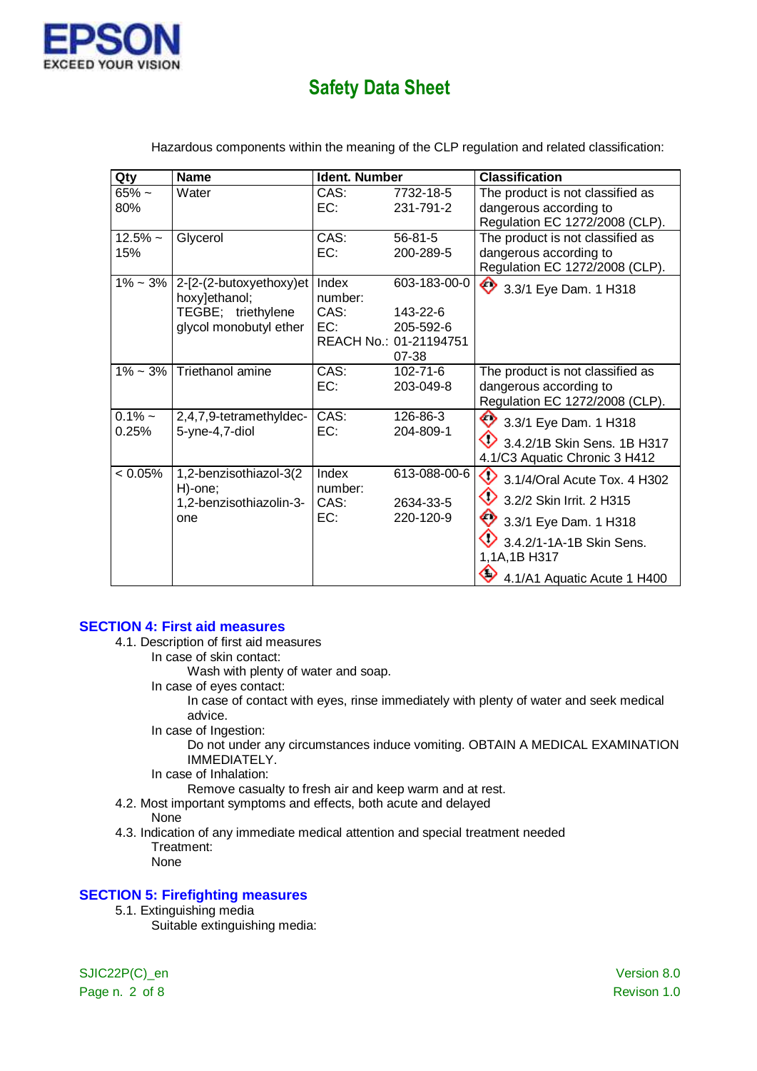Hazardous components within the meaning of the CLP regulation and related classification:

| Qty | Name | Ident. Number | | Classification |
|---|---|---|---|---|
| 65% ~ 80% | Water | CAS:<br>EC: | 7732-18-5<br>231-791-2 | The product is not classified as dangerous according to Regulation EC 1272/2008 (CLP). |
| 12.5% ~ 15% | Glycerol | CAS:<br>EC: | 56-81-5<br>200-289-5 | The product is not classified as dangerous according to Regulation EC 1272/2008 (CLP). |
| 1% ~ 3% | 2-[2-(2-butoxyethoxy)ethoxy]ethanol; TEGBE; triethylene glycol monobutyl ether | Index number:<br>CAS:<br>EC:<br>REACH No.: | 603-183-00-0<br>143-22-6<br>205-592-6<br>01-2119475107-38 | 3.3/1 Eye Dam. 1 H318 |
| 1% ~ 3% | Triethanol amine | CAS:<br>EC: | 102-71-6<br>203-049-8 | The product is not classified as dangerous according to Regulation EC 1272/2008 (CLP). |
| 0.1% ~ 0.25% | 2,4,7,9-tetramethyldec-5-yne-4,7-diol | CAS:<br>EC: | 126-86-3<br>204-809-1 | 3.3/1 Eye Dam. 1 H318<br>3.4.2/1B Skin Sens. 1B H317<br>4.1/C3 Aquatic Chronic 3 H412 |
| < 0.05% | 1,2-benzisothiazol-3(2H)-one; 1,2-benzisothiazolin-3-one | Index number:<br>CAS:<br>EC: | 613-088-00-6<br>2634-33-5<br>220-120-9 | 3.1/4/Oral Acute Tox. 4 H302<br>3.2/2 Skin Irrit. 2 H315<br>3.3/1 Eye Dam. 1 H318<br>3.4.2/1-1A-1B Skin Sens. 1,1A,1B H317<br>4.1/A1 Aquatic Acute 1 H400 |

## SECTION 4: First aid measures

4.1. Description of first aid measures

In case of skin contact:

Wash with plenty of water and soap.

In case of eyes contact:

In case of contact with eyes, rinse immediately with plenty of water and seek medical advice.

In case of Ingestion:

Do not under any circumstances induce vomiting. OBTAIN A MEDICAL EXAMINATION IMMEDIATELY.

In case of Inhalation:

Remove casualty to fresh air and keep warm and at rest.

4.2. Most important symptoms and effects, both acute and delayed

None

4.3. Indication of any immediate medical attention and special treatment needed

Treatment:

None

## SECTION 5: Firefighting measures

5.1. Extinguishing media

Suitable extinguishing media: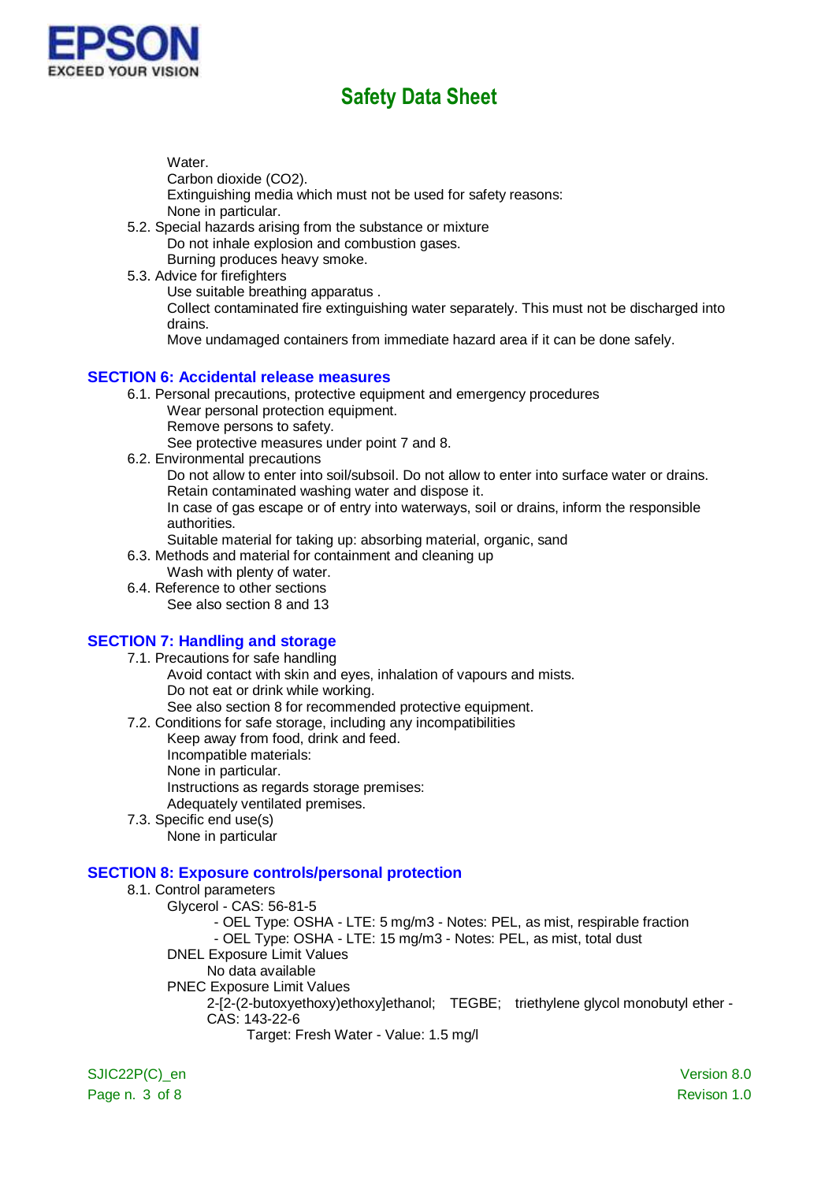Water.
Carbon dioxide ($CO_2$).
Extinguishing media which must not be used for safety reasons:
None in particular.

5.2. Special hazards arising from the substance or mixture
Do not inhale explosion and combustion gases.
Burning produces heavy smoke.

5.3. Advice for firefighters
Use suitable breathing apparatus .
Collect contaminated fire extinguishing water separately. This must not be discharged into drains.
Move undamaged containers from immediate hazard area if it can be done safely.

## SECTION 6: Accidental release measures

6.1. Personal precautions, protective equipment and emergency procedures
Wear personal protection equipment.
Remove persons to safety.
See protective measures under point 7 and 8.

6.2. Environmental precautions
Do not allow to enter into soil/subsoil. Do not allow to enter into surface water or drains.
Retain contaminated washing water and dispose it.
In case of gas escape or of entry into waterways, soil or drains, inform the responsible authorities.
Suitable material for taking up: absorbing material, organic, sand

6.3. Methods and material for containment and cleaning up
Wash with plenty of water.

6.4. Reference to other sections
See also section 8 and 13

## SECTION 7: Handling and storage

7.1. Precautions for safe handling
Avoid contact with skin and eyes, inhalation of vapours and mists.
Do not eat or drink while working.
See also section 8 for recommended protective equipment.

7.2. Conditions for safe storage, including any incompatibilities
Keep away from food, drink and feed.
Incompatible materials:
None in particular.
Instructions as regards storage premises:
Adequately ventilated premises.

7.3. Specific end use(s)
None in particular

## SECTION 8: Exposure controls/personal protection

8.1. Control parameters
Glycerol - CAS: 56-81-5
- OEL Type: OSHA - LTE: 5 mg/m3 - Notes: PEL, as mist, respirable fraction
- OEL Type: OSHA - LTE: 15 mg/m3 - Notes: PEL, as mist, total dust

DNEL Exposure Limit Values
No data available

PNEC Exposure Limit Values
2-[2-(2-butoxyethoxy)ethoxy]ethanol; TEGBE; triethylene glycol monobutyl ether - CAS: 143-22-6
Target: Fresh Water - Value: 1.5 mg/l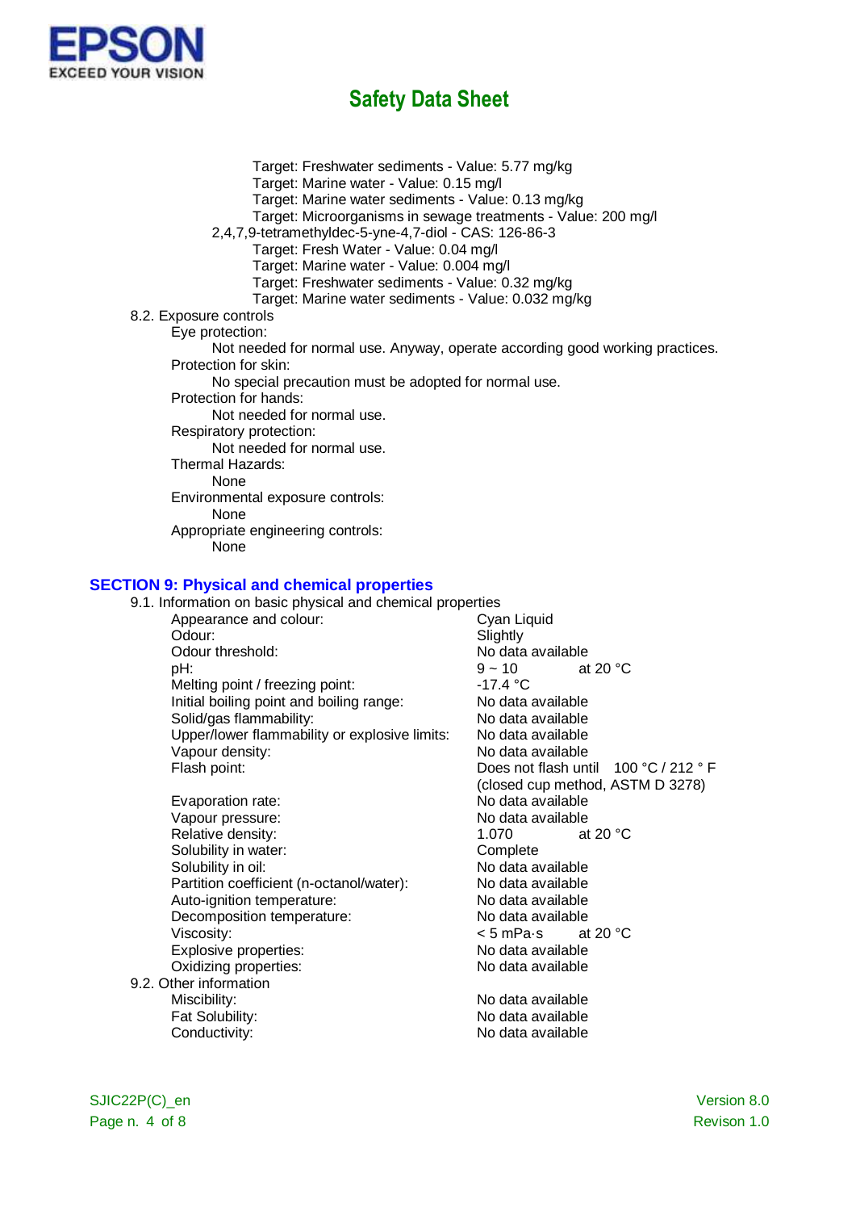Target: Freshwater sediments - Value: 5.77 mg/kg
Target: Marine water - Value: 0.15 mg/l
Target: Marine water sediments - Value: 0.13 mg/kg
Target: Microorganisms in sewage treatments - Value: 200 mg/l

2,4,7,9-tetramethyldec-5-yne-4,7-diol - CAS: 126-86-3
Target: Fresh Water - Value: 0.04 mg/l
Target: Marine water - Value: 0.004 mg/l
Target: Freshwater sediments - Value: 0.32 mg/kg
Target: Marine water sediments - Value: 0.032 mg/kg

8.2. Exposure controls

Eye protection:
Not needed for normal use. Anyway, operate according good working practices.

Protection for skin:
No special precaution must be adopted for normal use.

Protection for hands:
Not needed for normal use.

Respiratory protection:
Not needed for normal use.

Thermal Hazards:
None

Environmental exposure controls:
None

Appropriate engineering controls:
None

## SECTION 9: Physical and chemical properties

9.1. Information on basic physical and chemical properties

| Property | Value |
|---|---|
| Appearance and colour: | Cyan Liquid |
| Odour: | Slightly |
| Odour threshold: | No data available |
| pH: | 9 ~ 10 at 20 °C |
| Melting point / freezing point: | -17.4 °C |
| Initial boiling point and boiling range: | No data available |
| Solid/gas flammability: | No data available |
| Upper/lower flammability or explosive limits: | No data available |
| Vapour density: | No data available |
| Flash point: | Does not flash until 100 °C / 212 ° F (closed cup method, ASTM D 3278) |
| Evaporation rate: | No data available |
| Vapour pressure: | No data available |
| Relative density: | 1.070 at 20 °C |
| Solubility in water: | Complete |
| Solubility in oil: | No data available |
| Partition coefficient (n-octanol/water): | No data available |
| Auto-ignition temperature: | No data available |
| Decomposition temperature: | No data available |
| Viscosity: | < 5 mPa·s at 20 °C |
| Explosive properties: | No data available |
| Oxidizing properties: | No data available |

9.2. Other information

| Property | Value |
|---|---|
| Miscibility: | No data available |
| Fat Solubility: | No data available |
| Conductivity: | No data available |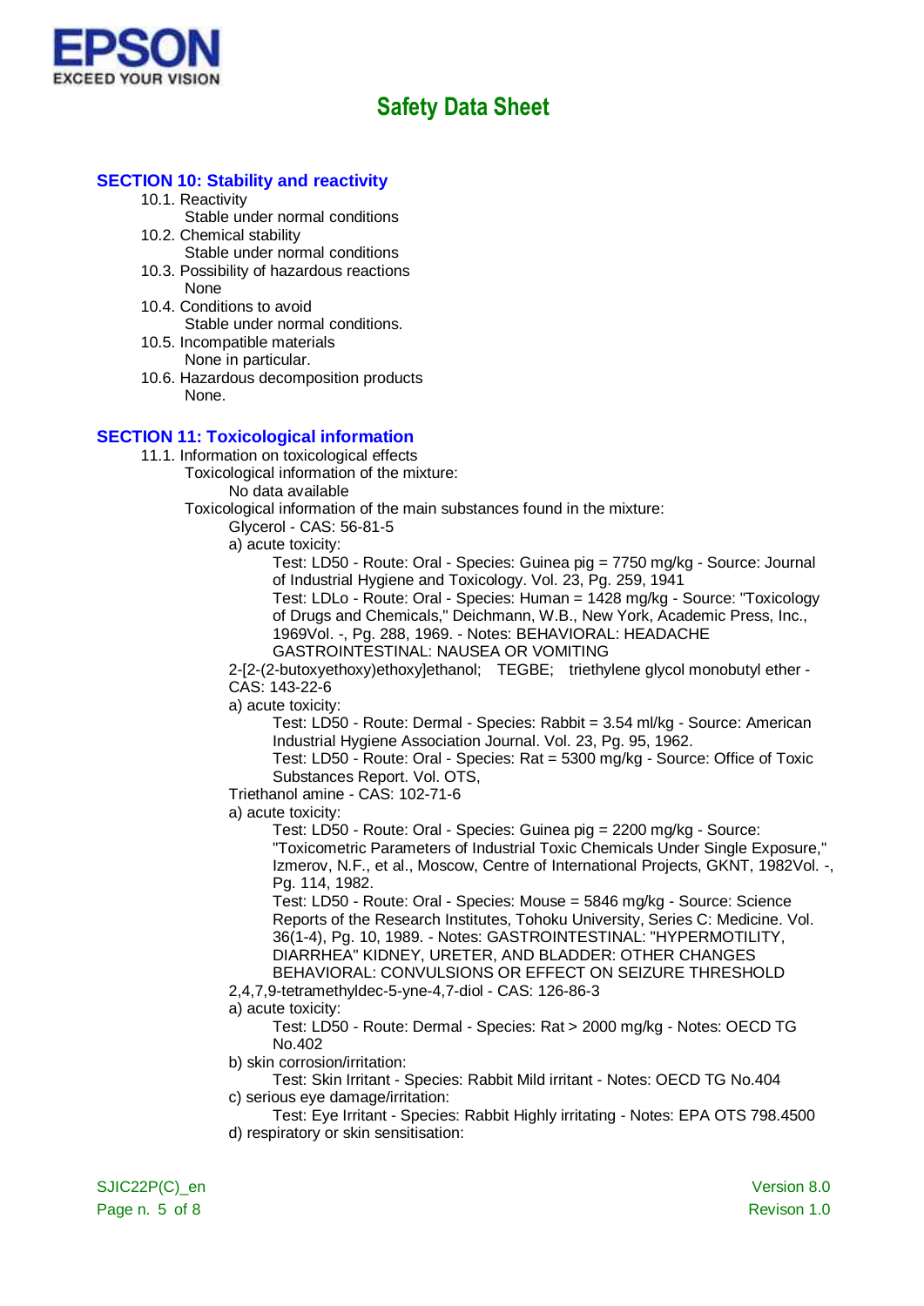## SECTION 10: Stability and reactivity

10.1. Reactivity
Stable under normal conditions

10.2. Chemical stability
Stable under normal conditions

10.3. Possibility of hazardous reactions
None

10.4. Conditions to avoid
Stable under normal conditions.

10.5. Incompatible materials
None in particular.

10.6. Hazardous decomposition products
None.

## SECTION 11: Toxicological information

11.1. Information on toxicological effects

Toxicological information of the mixture:

No data available

Toxicological information of the main substances found in the mixture:

Glycerol - CAS: 56-81-5

a) acute toxicity:

Test: LD50 - Route: Oral - Species: Guinea pig = 7750 mg/kg - Source: Journal of Industrial Hygiene and Toxicology. Vol. 23, Pg. 259, 1941

Test: LDLo - Route: Oral - Species: Human = 1428 mg/kg - Source: "Toxicology of Drugs and Chemicals," Deichmann, W.B., New York, Academic Press, Inc., 1969Vol. -, Pg. 288, 1969. - Notes: BEHAVIORAL: HEADACHE GASTROINTESTINAL: NAUSEA OR VOMITING

2-[2-(2-butoxyethoxy)ethoxy]ethanol; TEGBE; triethylene glycol monobutyl ether - CAS: 143-22-6

a) acute toxicity:

Test: LD50 - Route: Dermal - Species: Rabbit = 3.54 ml/kg - Source: American Industrial Hygiene Association Journal. Vol. 23, Pg. 95, 1962.

Test: LD50 - Route: Oral - Species: Rat = 5300 mg/kg - Source: Office of Toxic Substances Report. Vol. OTS,

Triethanol amine - CAS: 102-71-6

a) acute toxicity:

Test: LD50 - Route: Oral - Species: Guinea pig = 2200 mg/kg - Source: "Toxicometric Parameters of Industrial Toxic Chemicals Under Single Exposure," Izmerov, N.F., et al., Moscow, Centre of International Projects, GKNT, 1982Vol. -, Pg. 114, 1982.

Test: LD50 - Route: Oral - Species: Mouse = 5846 mg/kg - Source: Science Reports of the Research Institutes, Tohoku University, Series C: Medicine. Vol. 36(1-4), Pg. 10, 1989. - Notes: GASTROINTESTINAL: "HYPERMOTILITY, DIARRHEA" KIDNEY, URETER, AND BLADDER: OTHER CHANGES BEHAVIORAL: CONVULSIONS OR EFFECT ON SEIZURE THRESHOLD

2,4,7,9-tetramethyldec-5-yne-4,7-diol - CAS: 126-86-3

a) acute toxicity:

Test: LD50 - Route: Dermal - Species: Rat > 2000 mg/kg - Notes: OECD TG No.402

b) skin corrosion/irritation:

Test: Skin Irritant - Species: Rabbit Mild irritant - Notes: OECD TG No.404

c) serious eye damage/irritation:

Test: Eye Irritant - Species: Rabbit Highly irritating - Notes: EPA OTS 798.4500

d) respiratory or skin sensitisation: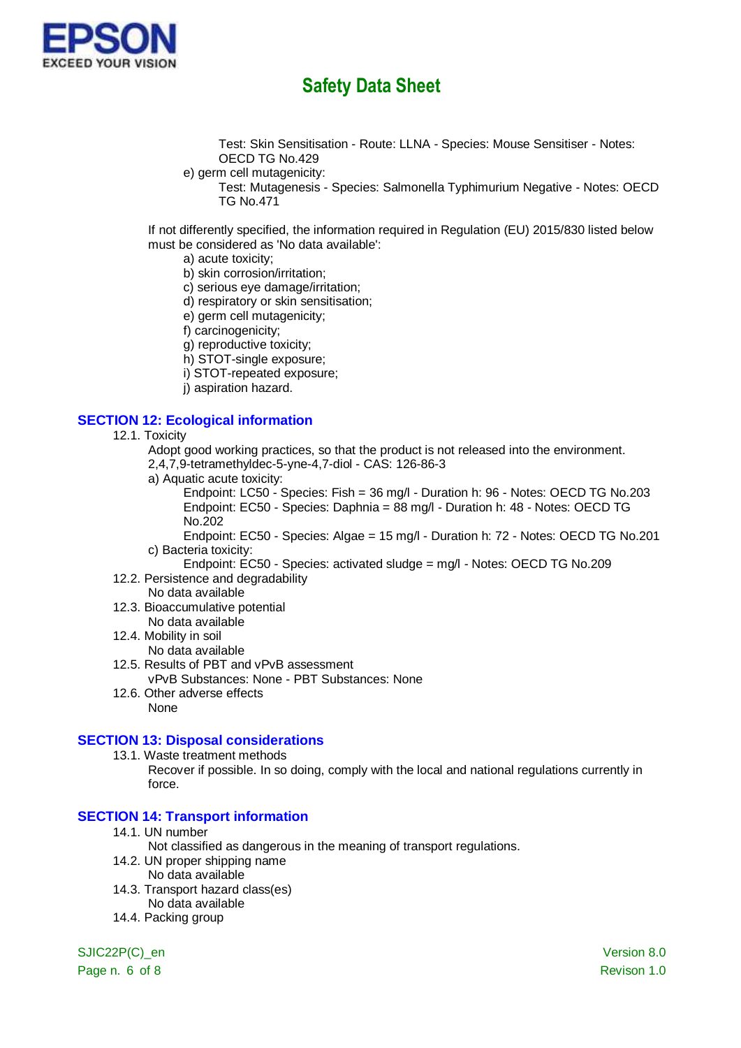Test: Skin Sensitisation - Route: LLNA - Species: Mouse Sensitiser - Notes: OECD TG No.429

e) germ cell mutagenicity:

Test: Mutagenesis - Species: Salmonella Typhimurium Negative - Notes: OECD TG No.471

If not differently specified, the information required in Regulation (EU) 2015/830 listed below must be considered as 'No data available':

a) acute toxicity;
b) skin corrosion/irritation;
c) serious eye damage/irritation;
d) respiratory or skin sensitisation;
e) germ cell mutagenicity;
f) carcinogenicity;
g) reproductive toxicity;
h) STOT-single exposure;
i) STOT-repeated exposure;
j) aspiration hazard.

## SECTION 12: Ecological information

12.1. Toxicity

Adopt good working practices, so that the product is not released into the environment.

2,4,7,9-tetramethyldec-5-yne-4,7-diol - CAS: 126-86-3

a) Aquatic acute toxicity:

Endpoint: LC50 - Species: Fish = 36 mg/l - Duration h: 96 - Notes: OECD TG No.203

Endpoint: EC50 - Species: Daphnia = 88 mg/l - Duration h: 48 - Notes: OECD TG No.202

Endpoint: EC50 - Species: Algae = 15 mg/l - Duration h: 72 - Notes: OECD TG No.201

c) Bacteria toxicity:

Endpoint: EC50 - Species: activated sludge = mg/l - Notes: OECD TG No.209

12.2. Persistence and degradability

No data available

12.3. Bioaccumulative potential

No data available

12.4. Mobility in soil

No data available

12.5. Results of PBT and vPvB assessment

vPvB Substances: None - PBT Substances: None

12.6. Other adverse effects

None

## SECTION 13: Disposal considerations

13.1. Waste treatment methods

Recover if possible. In so doing, comply with the local and national regulations currently in force.

## SECTION 14: Transport information

14.1. UN number

Not classified as dangerous in the meaning of transport regulations.

14.2. UN proper shipping name

No data available

14.3. Transport hazard class(es)

No data available

14.4. Packing group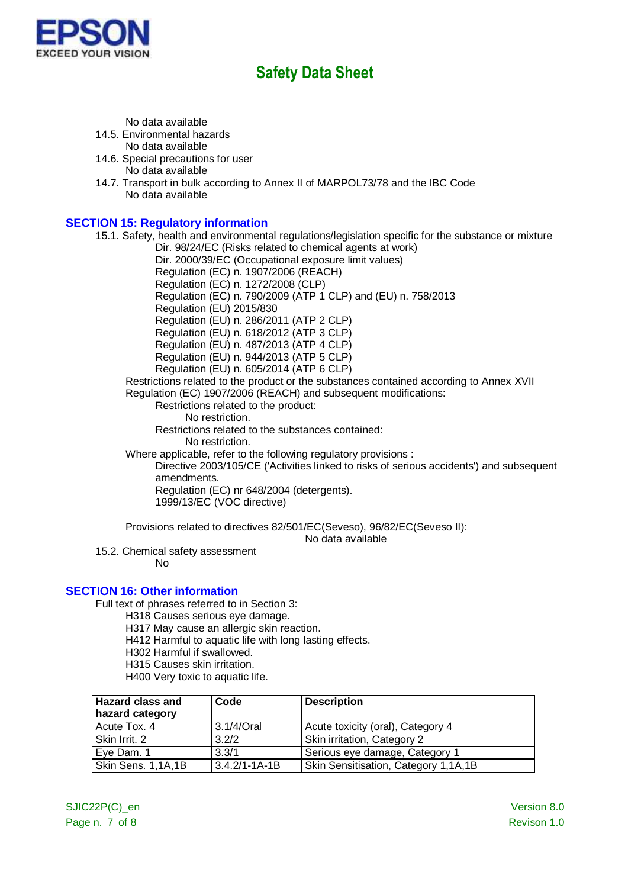No data available

14.5. Environmental hazards

No data available

14.6. Special precautions for user

No data available

14.7. Transport in bulk according to Annex II of MARPOL73/78 and the IBC Code

No data available

## SECTION 15: Regulatory information

15.1. Safety, health and environmental regulations/legislation specific for the substance or mixture

Dir. 98/24/EC (Risks related to chemical agents at work)
Dir. 2000/39/EC (Occupational exposure limit values)
Regulation (EC) n. 1907/2006 (REACH)
Regulation (EC) n. 1272/2008 (CLP)
Regulation (EC) n. 790/2009 (ATP 1 CLP) and (EU) n. 758/2013
Regulation (EU) 2015/830
Regulation (EU) n. 286/2011 (ATP 2 CLP)
Regulation (EU) n. 618/2012 (ATP 3 CLP)
Regulation (EU) n. 487/2013 (ATP 4 CLP)
Regulation (EU) n. 944/2013 (ATP 5 CLP)
Regulation (EU) n. 605/2014 (ATP 6 CLP)

Restrictions related to the product or the substances contained according to Annex XVII Regulation (EC) 1907/2006 (REACH) and subsequent modifications:

Restrictions related to the product:

No restriction.

Restrictions related to the substances contained:

No restriction.

Where applicable, refer to the following regulatory provisions :

Directive 2003/105/CE ('Activities linked to risks of serious accidents') and subsequent amendments.
Regulation (EC) nr 648/2004 (detergents).
1999/13/EC (VOC directive)

Provisions related to directives 82/501/EC(Seveso), 96/82/EC(Seveso II):

No data available

15.2. Chemical safety assessment

No

## SECTION 16: Other information

Full text of phrases referred to in Section 3:

H318 Causes serious eye damage.
H317 May cause an allergic skin reaction.
H412 Harmful to aquatic life with long lasting effects.
H302 Harmful if swallowed.
H315 Causes skin irritation.
H400 Very toxic to aquatic life.

| Hazard class and hazard category | Code | Description |
|---|---|---|
| Acute Tox. 4 | 3.1/4/Oral | Acute toxicity (oral), Category 4 |
| Skin Irrit. 2 | 3.2/2 | Skin irritation, Category 2 |
| Eye Dam. 1 | 3.3/1 | Serious eye damage, Category 1 |
| Skin Sens. 1,1A,1B | 3.4.2/1-1A-1B | Skin Sensitisation, Category 1,1A,1B |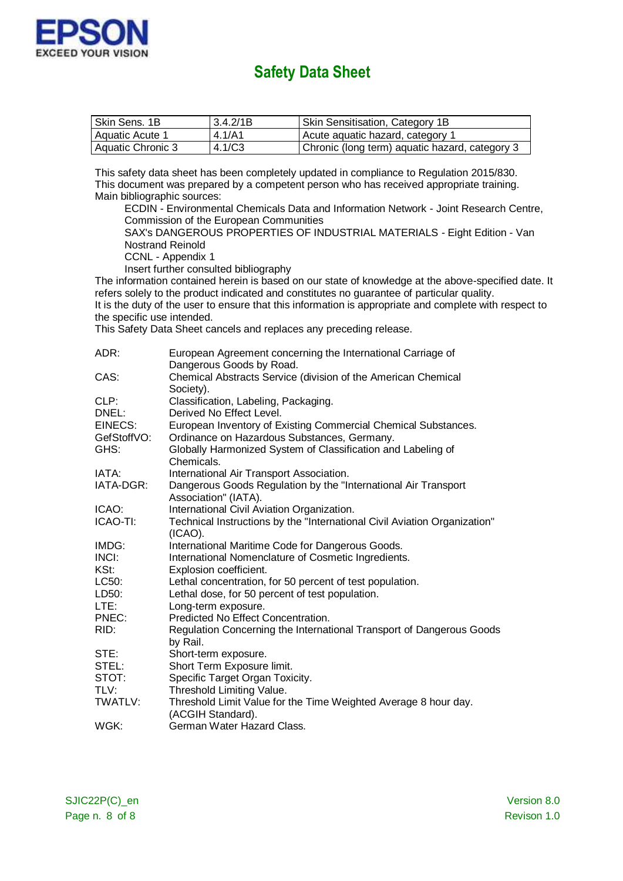# Safety Data Sheet

| | | |
|---|---|---|
| Skin Sens. 1B | 3.4.2/1B | Skin Sensitisation, Category 1B |
| Aquatic Acute 1 | 4.1/A1 | Acute aquatic hazard, category 1 |
| Aquatic Chronic 3 | 4.1/C3 | Chronic (long term) aquatic hazard, category 3 |

This safety data sheet has been completely updated in compliance to Regulation 2015/830.
This document was prepared by a competent person who has received appropriate training.
Main bibliographic sources:

ECDIN - Environmental Chemicals Data and Information Network - Joint Research Centre, Commission of the European Communities
SAX's DANGEROUS PROPERTIES OF INDUSTRIAL MATERIALS - Eight Edition - Van Nostrand Reinold
CCNL - Appendix 1
Insert further consulted bibliography

The information contained herein is based on our state of knowledge at the above-specified date. It refers solely to the product indicated and constitutes no guarantee of particular quality.
It is the duty of the user to ensure that this information is appropriate and complete with respect to the specific use intended.
This Safety Data Sheet cancels and replaces any preceding release.

| | |
|---|---|
| ADR: | European Agreement concerning the International Carriage of Dangerous Goods by Road. |
| CAS: | Chemical Abstracts Service (division of the American Chemical Society). |
| CLP: | Classification, Labeling, Packaging. |
| DNEL: | Derived No Effect Level. |
| EINECS: | European Inventory of Existing Commercial Chemical Substances. |
| GefStoffVO: | Ordinance on Hazardous Substances, Germany. |
| GHS: | Globally Harmonized System of Classification and Labeling of Chemicals. |
| IATA: | International Air Transport Association. |
| IATA-DGR: | Dangerous Goods Regulation by the "International Air Transport Association" (IATA). |
| ICAO: | International Civil Aviation Organization. |
| ICAO-TI: | Technical Instructions by the "International Civil Aviation Organization" (ICAO). |
| IMDG: | International Maritime Code for Dangerous Goods. |
| INCI: | International Nomenclature of Cosmetic Ingredients. |
| KSt: | Explosion coefficient. |
| LC50: | Lethal concentration, for 50 percent of test population. |
| LD50: | Lethal dose, for 50 percent of test population. |
| LTE: | Long-term exposure. |
| PNEC: | Predicted No Effect Concentration. |
| RID: | Regulation Concerning the International Transport of Dangerous Goods by Rail. |
| STE: | Short-term exposure. |
| STEL: | Short Term Exposure limit. |
| STOT: | Specific Target Organ Toxicity. |
| TLV: | Threshold Limiting Value. |
| TWATLV: | Threshold Limit Value for the Time Weighted Average 8 hour day. (ACGIH Standard). |
| WGK: | German Water Hazard Class. |

SJIC22P(C)_en
Version 8.0
Revison 1.0